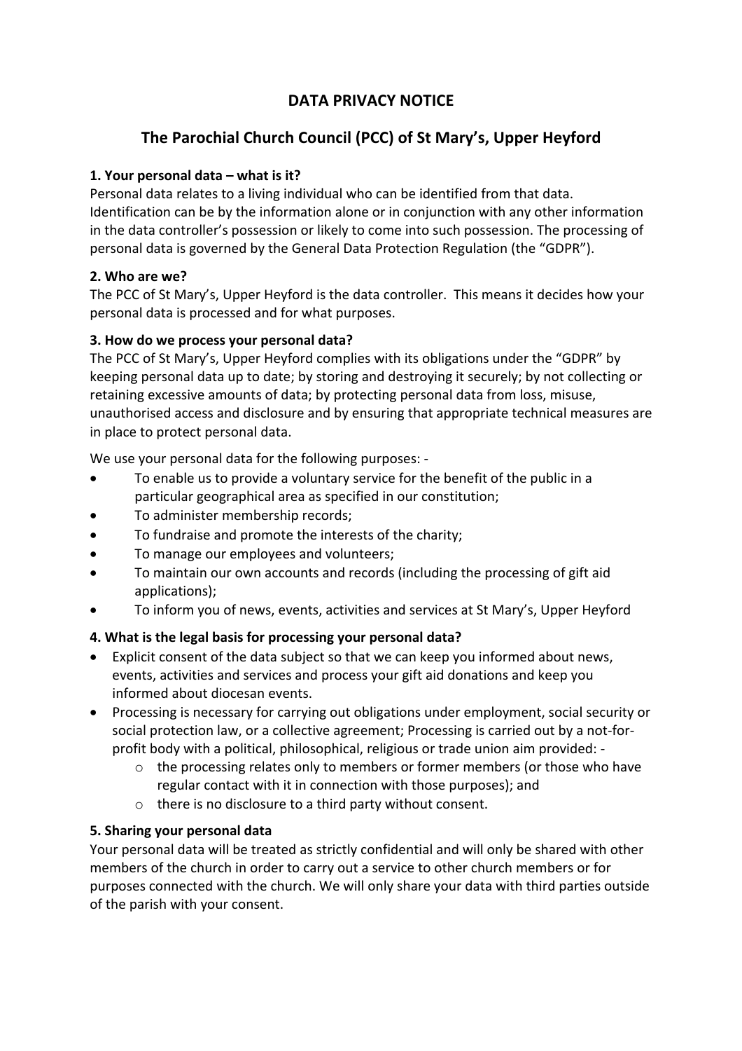# DATA PRIVACY NOTICE

## The Parochial Church Council (PCC) of St Mary's, Upper Heyford

**1. Your personal data – what is it?**

Personal data relates to a living individual who can be identified from that data. Identification can be by the information alone or in conjunction with any other information in the data controller's possession or likely to come into such possession. The processing of personal data is governed by the General Data Protection Regulation (the "GDPR").

**2. Who are we?**

The PCC of St Mary's, Upper Heyford is the data controller. This means it decides how your personal data is processed and for what purposes.

**3. How do we process your personal data?**

The PCC of St Mary's, Upper Heyford complies with its obligations under the "GDPR" by keeping personal data up to date; by storing and destroying it securely; by not collecting or retaining excessive amounts of data; by protecting personal data from loss, misuse, unauthorised access and disclosure and by ensuring that appropriate technical measures are in place to protect personal data.

We use your personal data for the following purposes: -

- To enable us to provide a voluntary service for the benefit of the public in a particular geographical area as specified in our constitution;
- To administer membership records;
- To fundraise and promote the interests of the charity;
- To manage our employees and volunteers;
- To maintain our own accounts and records (including the processing of gift aid applications);
- To inform you of news, events, activities and services at St Mary's, Upper Heyford

**4. What is the legal basis for processing your personal data?**

- Explicit consent of the data subject so that we can keep you informed about news, events, activities and services and process your gift aid donations and keep you informed about diocesan events.
- Processing is necessary for carrying out obligations under employment, social security or social protection law, or a collective agreement; Processing is carried out by a not-for-profit body with a political, philosophical, religious or trade union aim provided: -
    - the processing relates only to members or former members (or those who have regular contact with it in connection with those purposes); and
    - there is no disclosure to a third party without consent.

**5. Sharing your personal data**

Your personal data will be treated as strictly confidential and will only be shared with other members of the church in order to carry out a service to other church members or for purposes connected with the church. We will only share your data with third parties outside of the parish with your consent.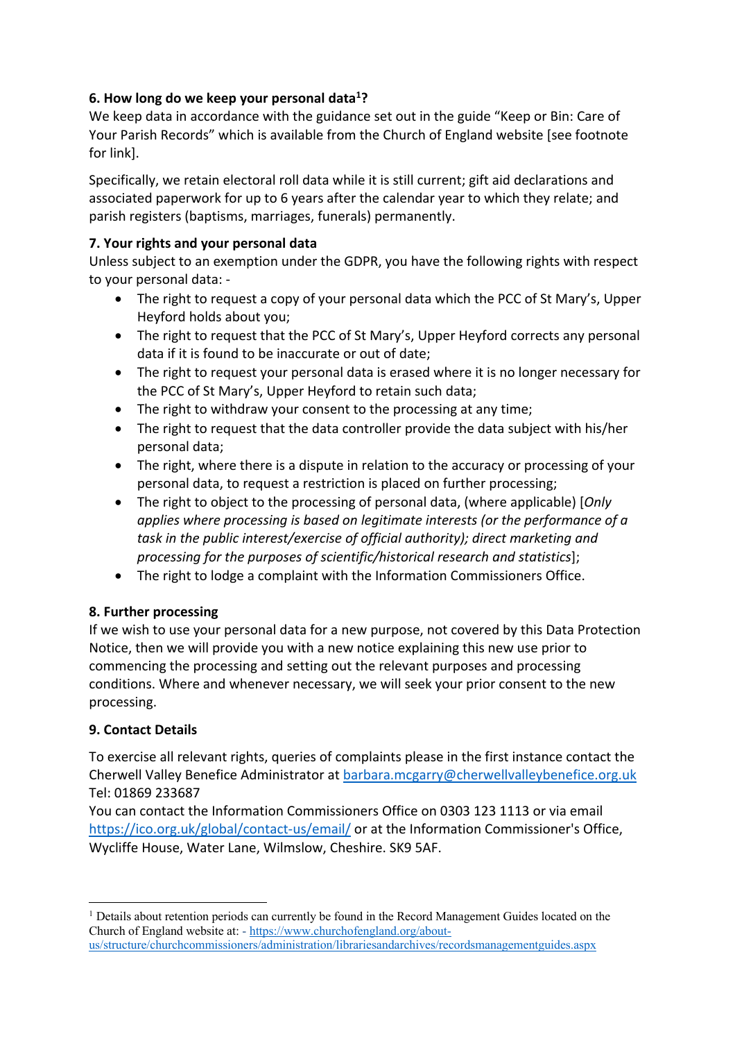### 6. How long do we keep your personal data[1]?

We keep data in accordance with the guidance set out in the guide "Keep or Bin: Care of Your Parish Records" which is available from the Church of England website [see footnote for link].

Specifically, we retain electoral roll data while it is still current; gift aid declarations and associated paperwork for up to 6 years after the calendar year to which they relate; and parish registers (baptisms, marriages, funerals) permanently.

### 7. Your rights and your personal data

Unless subject to an exemption under the GDPR, you have the following rights with respect to your personal data: -

- The right to request a copy of your personal data which the PCC of St Mary's, Upper Heyford holds about you;
- The right to request that the PCC of St Mary's, Upper Heyford corrects any personal data if it is found to be inaccurate or out of date;
- The right to request your personal data is erased where it is no longer necessary for the PCC of St Mary's, Upper Heyford to retain such data;
- The right to withdraw your consent to the processing at any time;
- The right to request that the data controller provide the data subject with his/her personal data;
- The right, where there is a dispute in relation to the accuracy or processing of your personal data, to request a restriction is placed on further processing;
- The right to object to the processing of personal data, (where applicable) [*Only applies where processing is based on legitimate interests (or the performance of a task in the public interest/exercise of official authority); direct marketing and processing for the purposes of scientific/historical research and statistics*];
- The right to lodge a complaint with the Information Commissioners Office.

### 8. Further processing

If we wish to use your personal data for a new purpose, not covered by this Data Protection Notice, then we will provide you with a new notice explaining this new use prior to commencing the processing and setting out the relevant purposes and processing conditions. Where and whenever necessary, we will seek your prior consent to the new processing.

### 9. Contact Details

To exercise all relevant rights, queries of complaints please in the first instance contact the Cherwell Valley Benefice Administrator at barbara.mcgarry@cherwellvalleybenefice.org.uk Tel: 01869 233687

You can contact the Information Commissioners Office on 0303 123 1113 or via email https://ico.org.uk/global/contact-us/email/ or at the Information Commissioner's Office, Wycliffe House, Water Lane, Wilmslow, Cheshire. SK9 5AF.

---

[1] Details about retention periods can currently be found in the Record Management Guides located on the Church of England website at: - https://www.churchofengland.org/about-us/structure/churchcommissioners/administration/librariesandarchives/recordsmanagementguides.aspx